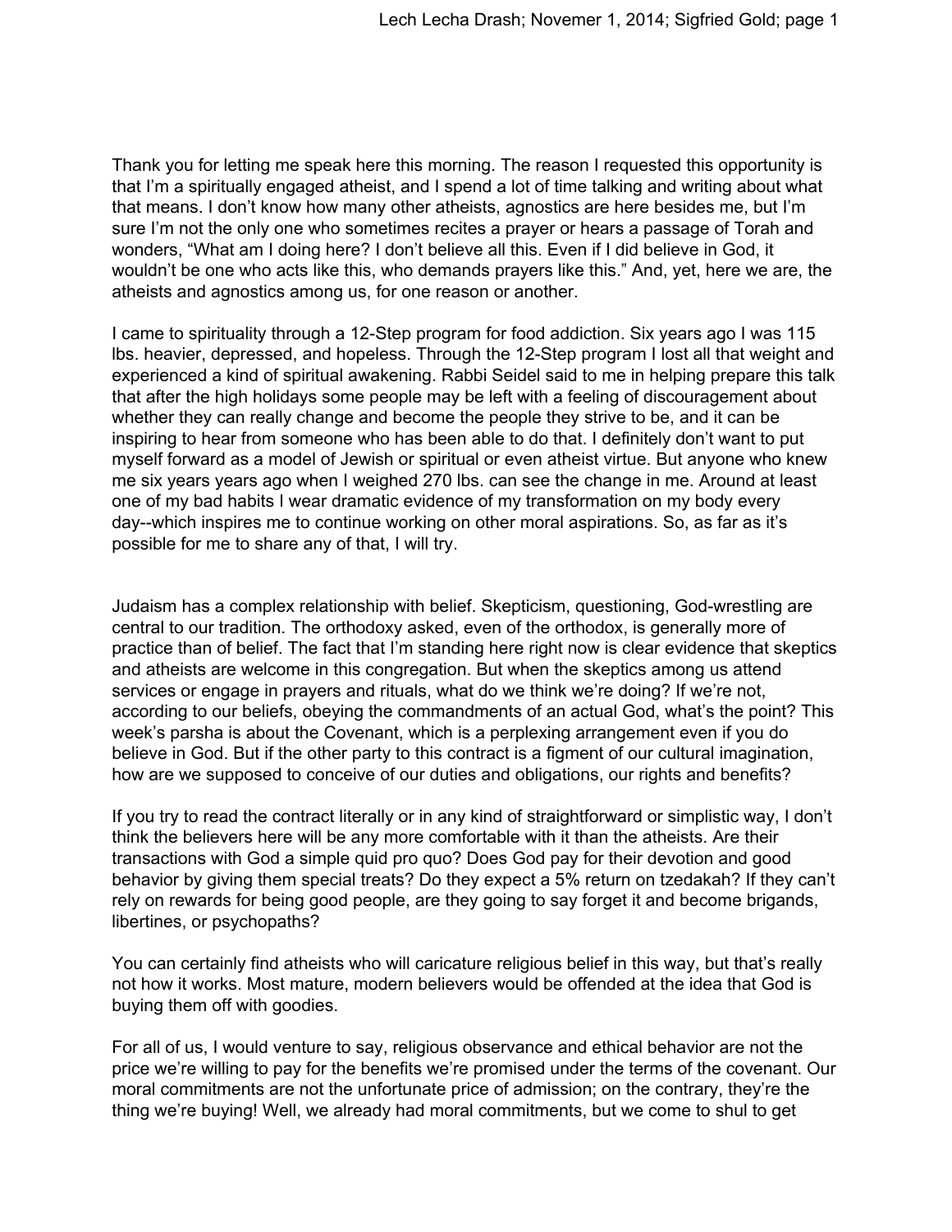Thank you for letting me speak here this morning. The reason I requested this opportunity is that I'm a spiritually engaged atheist, and I spend a lot of time talking and writing about what that means. I don't know how many other atheists, agnostics are here besides me, but I'm sure I'm not the only one who sometimes recites a prayer or hears a passage of Torah and wonders, "What am I doing here? I don't believe all this. Even if I did believe in God, it wouldn't be one who acts like this, who demands prayers like this." And, yet, here we are, the atheists and agnostics among us, for one reason or another.

I came to spirituality through a 12-Step program for food addiction. Six years ago I was 115 lbs. heavier, depressed, and hopeless. Through the 12-Step program I lost all that weight and experienced a kind of spiritual awakening. Rabbi Seidel said to me in helping prepare this talk that after the high holidays some people may be left with a feeling of discouragement about whether they can really change and become the people they strive to be, and it can be inspiring to hear from someone who has been able to do that. I definitely don't want to put myself forward as a model of Jewish or spiritual or even atheist virtue. But anyone who knew me six years years ago when I weighed 270 lbs. can see the change in me. Around at least one of my bad habits I wear dramatic evidence of my transformation on my body every day--which inspires me to continue working on other moral aspirations. So, as far as it's possible for me to share any of that, I will try.

Judaism has a complex relationship with belief. Skepticism, questioning, God-wrestling are central to our tradition. The orthodoxy asked, even of the orthodox, is generally more of practice than of belief. The fact that I'm standing here right now is clear evidence that skeptics and atheists are welcome in this congregation. But when the skeptics among us attend services or engage in prayers and rituals, what do we think we're doing? If we're not, according to our beliefs, obeying the commandments of an actual God, what's the point? This week's parsha is about the Covenant, which is a perplexing arrangement even if you do believe in God. But if the other party to this contract is a figment of our cultural imagination, how are we supposed to conceive of our duties and obligations, our rights and benefits?

If you try to read the contract literally or in any kind of straightforward or simplistic way, I don't think the believers here will be any more comfortable with it than the atheists. Are their transactions with God a simple quid pro quo? Does God pay for their devotion and good behavior by giving them special treats? Do they expect a 5% return on tzedakah? If they can't rely on rewards for being good people, are they going to say forget it and become brigands, libertines, or psychopaths?

You can certainly find atheists who will caricature religious belief in this way, but that's really not how it works. Most mature, modern believers would be offended at the idea that God is buying them off with goodies.

For all of us, I would venture to say, religious observance and ethical behavior are not the price we're willing to pay for the benefits we're promised under the terms of the covenant. Our moral commitments are not the unfortunate price of admission; on the contrary, they're the thing we're buying! Well, we already had moral commitments, but we come to shul to get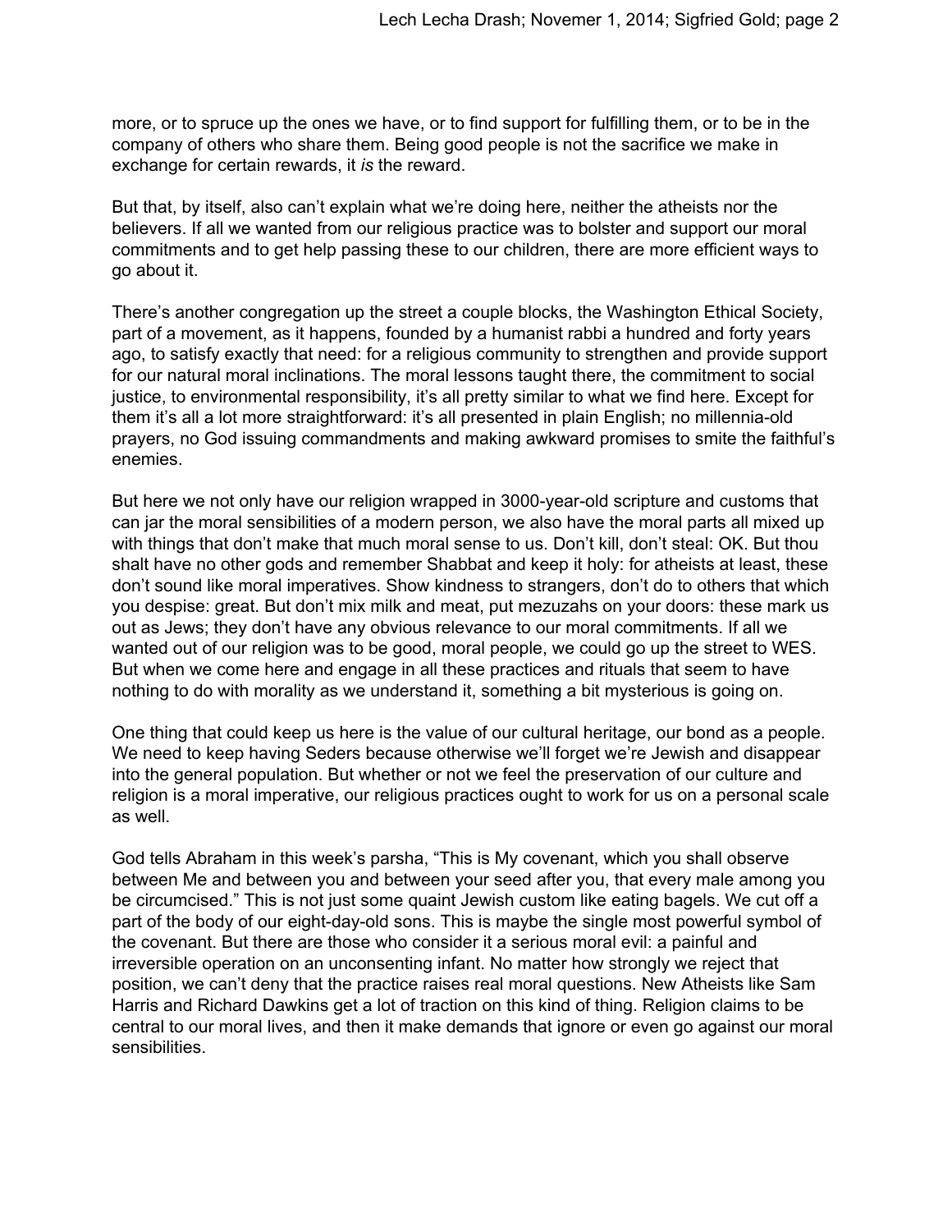more, or to spruce up the ones we have, or to find support for fulfilling them, or to be in the company of others who share them. Being good people is not the sacrifice we make in exchange for certain rewards, it *is* the reward.

But that, by itself, also can't explain what we're doing here, neither the atheists nor the believers. If all we wanted from our religious practice was to bolster and support our moral commitments and to get help passing these to our children, there are more efficient ways to go about it.

There's another congregation up the street a couple blocks, the Washington Ethical Society, part of a movement, as it happens, founded by a humanist rabbi a hundred and forty years ago, to satisfy exactly that need: for a religious community to strengthen and provide support for our natural moral inclinations. The moral lessons taught there, the commitment to social justice, to environmental responsibility, it's all pretty similar to what we find here. Except for them it's all a lot more straightforward: it's all presented in plain English; no millennia-old prayers, no God issuing commandments and making awkward promises to smite the faithful's enemies.

But here we not only have our religion wrapped in 3000-year-old scripture and customs that can jar the moral sensibilities of a modern person, we also have the moral parts all mixed up with things that don't make that much moral sense to us. Don't kill, don't steal: OK. But thou shalt have no other gods and remember Shabbat and keep it holy: for atheists at least, these don't sound like moral imperatives. Show kindness to strangers, don't do to others that which you despise: great. But don't mix milk and meat, put mezuzahs on your doors: these mark us out as Jews; they don't have any obvious relevance to our moral commitments. If all we wanted out of our religion was to be good, moral people, we could go up the street to WES. But when we come here and engage in all these practices and rituals that seem to have nothing to do with morality as we understand it, something a bit mysterious is going on.

One thing that could keep us here is the value of our cultural heritage, our bond as a people. We need to keep having Seders because otherwise we'll forget we're Jewish and disappear into the general population. But whether or not we feel the preservation of our culture and religion is a moral imperative, our religious practices ought to work for us on a personal scale as well.

God tells Abraham in this week's parsha, "This is My covenant, which you shall observe between Me and between you and between your seed after you, that every male among you be circumcised." This is not just some quaint Jewish custom like eating bagels. We cut off a part of the body of our eight-day-old sons. This is maybe the single most powerful symbol of the covenant. But there are those who consider it a serious moral evil: a painful and irreversible operation on an unconsenting infant. No matter how strongly we reject that position, we can't deny that the practice raises real moral questions. New Atheists like Sam Harris and Richard Dawkins get a lot of traction on this kind of thing. Religion claims to be central to our moral lives, and then it make demands that ignore or even go against our moral sensibilities.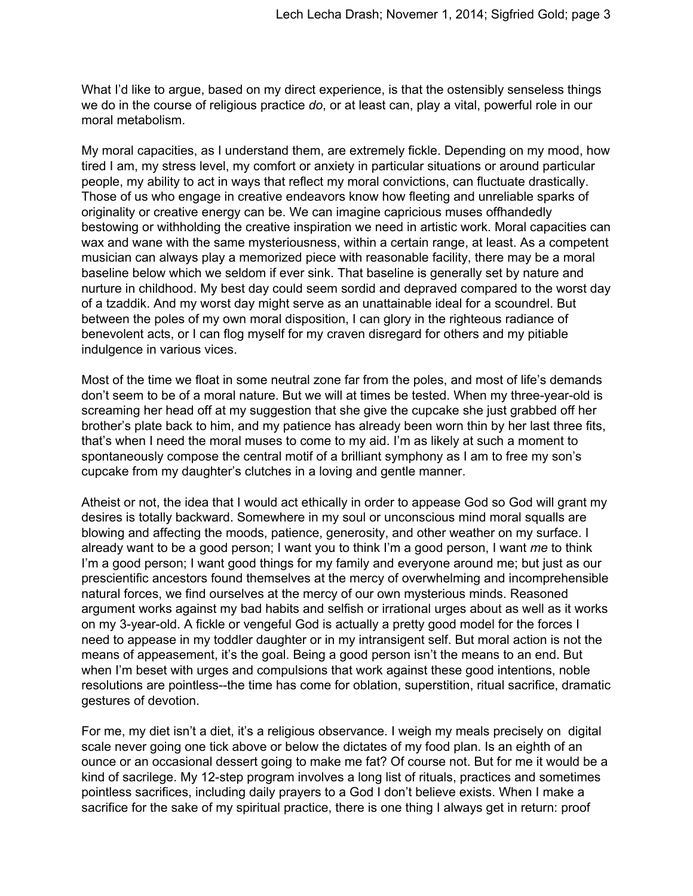What I'd like to argue, based on my direct experience, is that the ostensibly senseless things we do in the course of religious practice *do*, or at least can, play a vital, powerful role in our moral metabolism.

My moral capacities, as I understand them, are extremely fickle. Depending on my mood, how tired I am, my stress level, my comfort or anxiety in particular situations or around particular people, my ability to act in ways that reflect my moral convictions, can fluctuate drastically. Those of us who engage in creative endeavors know how fleeting and unreliable sparks of originality or creative energy can be. We can imagine capricious muses offhandedly bestowing or withholding the creative inspiration we need in artistic work. Moral capacities can wax and wane with the same mysteriousness, within a certain range, at least. As a competent musician can always play a memorized piece with reasonable facility, there may be a moral baseline below which we seldom if ever sink. That baseline is generally set by nature and nurture in childhood. My best day could seem sordid and depraved compared to the worst day of a tzaddik. And my worst day might serve as an unattainable ideal for a scoundrel. But between the poles of my own moral disposition, I can glory in the righteous radiance of benevolent acts, or I can flog myself for my craven disregard for others and my pitiable indulgence in various vices.

Most of the time we float in some neutral zone far from the poles, and most of life's demands don't seem to be of a moral nature. But we will at times be tested. When my three-year-old is screaming her head off at my suggestion that she give the cupcake she just grabbed off her brother's plate back to him, and my patience has already been worn thin by her last three fits, that's when I need the moral muses to come to my aid. I'm as likely at such a moment to spontaneously compose the central motif of a brilliant symphony as I am to free my son's cupcake from my daughter's clutches in a loving and gentle manner.

Atheist or not, the idea that I would act ethically in order to appease God so God will grant my desires is totally backward. Somewhere in my soul or unconscious mind moral squalls are blowing and affecting the moods, patience, generosity, and other weather on my surface. I already want to be a good person; I want you to think I'm a good person, I want *me* to think I'm a good person; I want good things for my family and everyone around me; but just as our prescientific ancestors found themselves at the mercy of overwhelming and incomprehensible natural forces, we find ourselves at the mercy of our own mysterious minds. Reasoned argument works against my bad habits and selfish or irrational urges about as well as it works on my 3-year-old. A fickle or vengeful God is actually a pretty good model for the forces I need to appease in my toddler daughter or in my intransigent self. But moral action is not the means of appeasement, it's the goal. Being a good person isn't the means to an end. But when I'm beset with urges and compulsions that work against these good intentions, noble resolutions are pointless--the time has come for oblation, superstition, ritual sacrifice, dramatic gestures of devotion.

For me, my diet isn't a diet, it's a religious observance. I weigh my meals precisely on digital scale never going one tick above or below the dictates of my food plan. Is an eighth of an ounce or an occasional dessert going to make me fat? Of course not. But for me it would be a kind of sacrilege. My 12-step program involves a long list of rituals, practices and sometimes pointless sacrifices, including daily prayers to a God I don't believe exists. When I make a sacrifice for the sake of my spiritual practice, there is one thing I always get in return: proof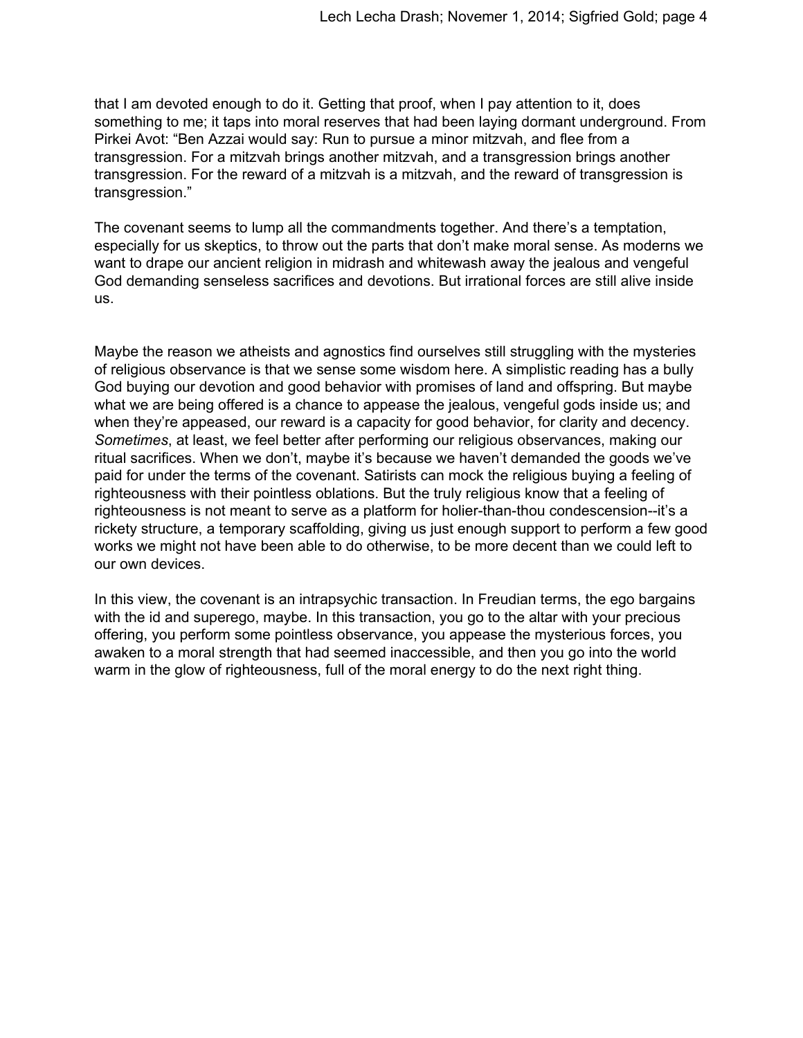that I am devoted enough to do it. Getting that proof, when I pay attention to it, does something to me; it taps into moral reserves that had been laying dormant underground. From Pirkei Avot: “Ben Azzai would say: Run to pursue a minor mitzvah, and flee from a transgression. For a mitzvah brings another mitzvah, and a transgression brings another transgression. For the reward of a mitzvah is a mitzvah, and the reward of transgression is transgression.”

The covenant seems to lump all the commandments together. And there’s a temptation, especially for us skeptics, to throw out the parts that don’t make moral sense. As moderns we want to drape our ancient religion in midrash and whitewash away the jealous and vengeful God demanding senseless sacrifices and devotions. But irrational forces are still alive inside us.

Maybe the reason we atheists and agnostics find ourselves still struggling with the mysteries of religious observance is that we sense some wisdom here. A simplistic reading has a bully God buying our devotion and good behavior with promises of land and offspring. But maybe what we are being offered is a chance to appease the jealous, vengeful gods inside us; and when they’re appeased, our reward is a capacity for good behavior, for clarity and decency. *Sometimes*, at least, we feel better after performing our religious observances, making our ritual sacrifices. When we don’t, maybe it’s because we haven’t demanded the goods we’ve paid for under the terms of the covenant. Satirists can mock the religious buying a feeling of righteousness with their pointless oblations. But the truly religious know that a feeling of righteousness is not meant to serve as a platform for holier-than-thou condescension--it’s a rickety structure, a temporary scaffolding, giving us just enough support to perform a few good works we might not have been able to do otherwise, to be more decent than we could left to our own devices.

In this view, the covenant is an intrapsychic transaction. In Freudian terms, the ego bargains with the id and superego, maybe. In this transaction, you go to the altar with your precious offering, you perform some pointless observance, you appease the mysterious forces, you awaken to a moral strength that had seemed inaccessible, and then you go into the world warm in the glow of righteousness, full of the moral energy to do the next right thing.